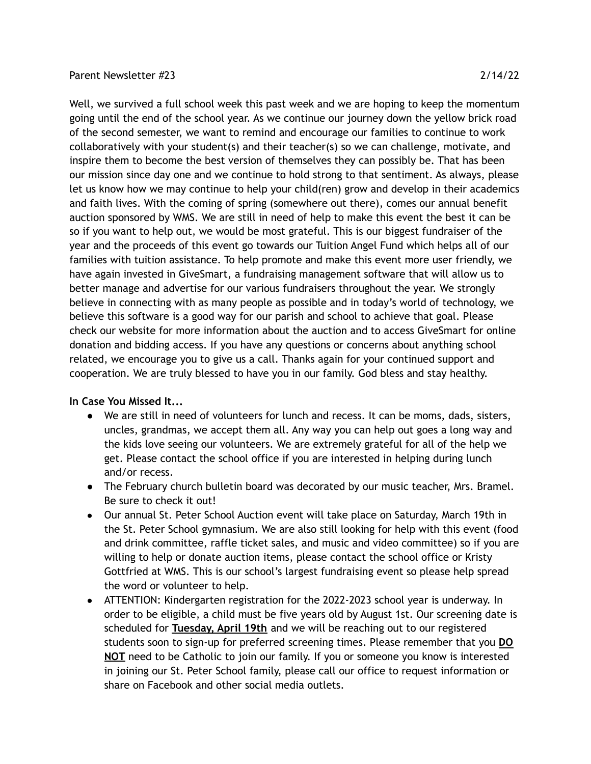Parent Newsletter #23 2/14/22

Well, we survived a full school week this past week and we are hoping to keep the momentum going until the end of the school year. As we continue our journey down the yellow brick road of the second semester, we want to remind and encourage our families to continue to work collaboratively with your student(s) and their teacher(s) so we can challenge, motivate, and inspire them to become the best version of themselves they can possibly be. That has been our mission since day one and we continue to hold strong to that sentiment. As always, please let us know how we may continue to help your child(ren) grow and develop in their academics and faith lives. With the coming of spring (somewhere out there), comes our annual benefit auction sponsored by WMS. We are still in need of help to make this event the best it can be so if you want to help out, we would be most grateful. This is our biggest fundraiser of the year and the proceeds of this event go towards our Tuition Angel Fund which helps all of our families with tuition assistance. To help promote and make this event more user friendly, we have again invested in GiveSmart, a fundraising management software that will allow us to better manage and advertise for our various fundraisers throughout the year. We strongly believe in connecting with as many people as possible and in today's world of technology, we believe this software is a good way for our parish and school to achieve that goal. Please check our website for more information about the auction and to access GiveSmart for online donation and bidding access. If you have any questions or concerns about anything school related, we encourage you to give us a call. Thanks again for your continued support and cooperation. We are truly blessed to have you in our family. God bless and stay healthy.

**In Case You Missed It...**

- We are still in need of volunteers for lunch and recess. It can be moms, dads, sisters, uncles, grandmas, we accept them all. Any way you can help out goes a long way and the kids love seeing our volunteers. We are extremely grateful for all of the help we get. Please contact the school office if you are interested in helping during lunch and/or recess.
- The February church bulletin board was decorated by our music teacher, Mrs. Bramel. Be sure to check it out!
- Our annual St. Peter School Auction event will take place on Saturday, March 19th in the St. Peter School gymnasium. We are also still looking for help with this event (food and drink committee, raffle ticket sales, and music and video committee) so if you are willing to help or donate auction items, please contact the school office or Kristy Gottfried at WMS. This is our school's largest fundraising event so please help spread the word or volunteer to help.
- ATTENTION: Kindergarten registration for the 2022-2023 school year is underway. In order to be eligible, a child must be five years old by August 1st. Our screening date is scheduled for **Tuesday, April 19th** and we will be reaching out to our registered students soon to sign-up for preferred screening times. Please remember that you **DO NOT** need to be Catholic to join our family. If you or someone you know is interested in joining our St. Peter School family, please call our office to request information or share on Facebook and other social media outlets.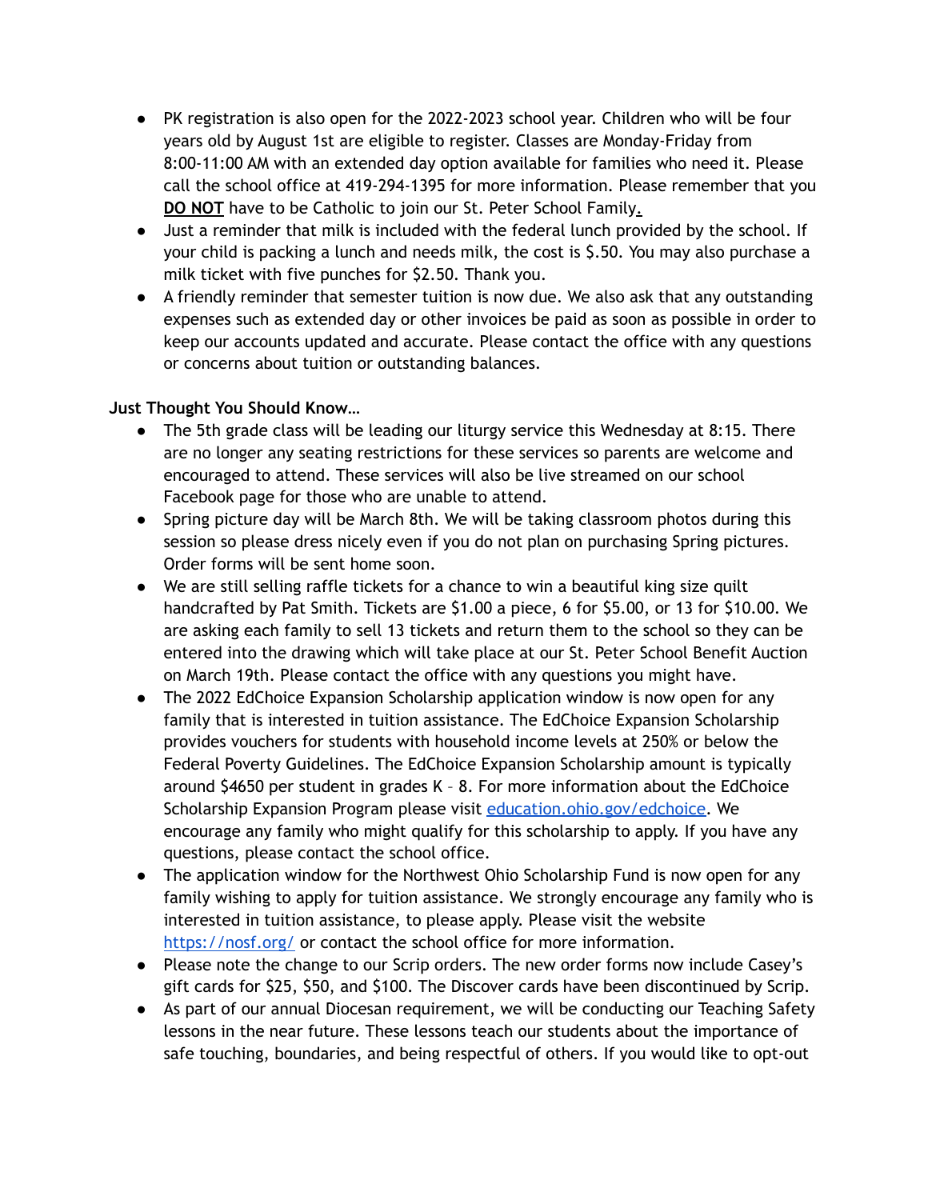- PK registration is also open for the 2022-2023 school year. Children who will be four years old by August 1st are eligible to register. Classes are Monday-Friday from 8:00-11:00 AM with an extended day option available for families who need it. Please call the school office at 419-294-1395 for more information. Please remember that you **DO NOT** have to be Catholic to join our St. Peter School Family.
- Just a reminder that milk is included with the federal lunch provided by the school. If your child is packing a lunch and needs milk, the cost is $.50. You may also purchase a milk ticket with five punches for $2.50. Thank you.
- A friendly reminder that semester tuition is now due. We also ask that any outstanding expenses such as extended day or other invoices be paid as soon as possible in order to keep our accounts updated and accurate. Please contact the office with any questions or concerns about tuition or outstanding balances.

**Just Thought You Should Know…**

- The 5th grade class will be leading our liturgy service this Wednesday at 8:15. There are no longer any seating restrictions for these services so parents are welcome and encouraged to attend. These services will also be live streamed on our school Facebook page for those who are unable to attend.
- Spring picture day will be March 8th. We will be taking classroom photos during this session so please dress nicely even if you do not plan on purchasing Spring pictures. Order forms will be sent home soon.
- We are still selling raffle tickets for a chance to win a beautiful king size quilt handcrafted by Pat Smith. Tickets are $1.00 a piece, 6 for $5.00, or 13 for $10.00. We are asking each family to sell 13 tickets and return them to the school so they can be entered into the drawing which will take place at our St. Peter School Benefit Auction on March 19th. Please contact the office with any questions you might have.
- The 2022 EdChoice Expansion Scholarship application window is now open for any family that is interested in tuition assistance. The EdChoice Expansion Scholarship provides vouchers for students with household income levels at 250% or below the Federal Poverty Guidelines. The EdChoice Expansion Scholarship amount is typically around $4650 per student in grades K – 8. For more information about the EdChoice Scholarship Expansion Program please visit [education.ohio.gov/edchoice](education.ohio.gov/edchoice). We encourage any family who might qualify for this scholarship to apply. If you have any questions, please contact the school office.
- The application window for the Northwest Ohio Scholarship Fund is now open for any family wishing to apply for tuition assistance. We strongly encourage any family who is interested in tuition assistance, to please apply. Please visit the website [https://nosf.org/](https://nosf.org/) or contact the school office for more information.
- Please note the change to our Scrip orders. The new order forms now include Casey's gift cards for $25, $50, and $100. The Discover cards have been discontinued by Scrip.
- As part of our annual Diocesan requirement, we will be conducting our Teaching Safety lessons in the near future. These lessons teach our students about the importance of safe touching, boundaries, and being respectful of others. If you would like to opt-out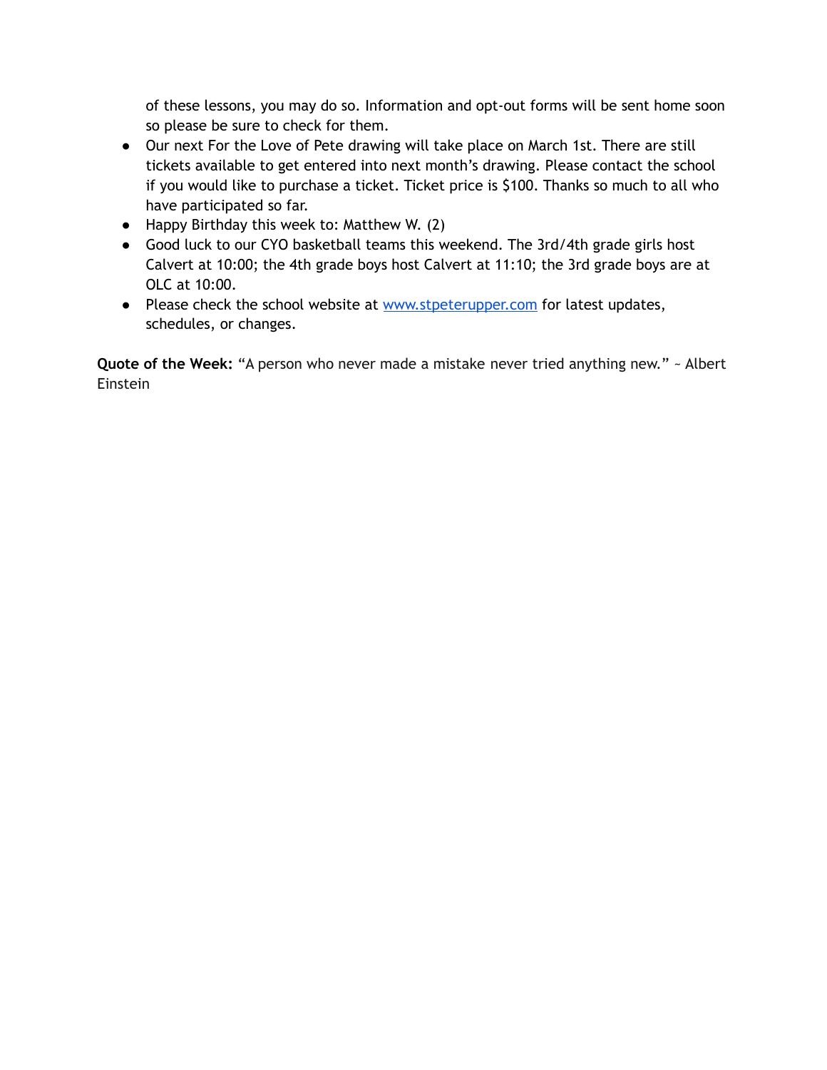of these lessons, you may do so. Information and opt-out forms will be sent home soon so please be sure to check for them.

- Our next For the Love of Pete drawing will take place on March 1st. There are still tickets available to get entered into next month's drawing. Please contact the school if you would like to purchase a ticket. Ticket price is $100. Thanks so much to all who have participated so far.
- Happy Birthday this week to: Matthew W. (2)
- Good luck to our CYO basketball teams this weekend. The 3rd/4th grade girls host Calvert at 10:00; the 4th grade boys host Calvert at 11:10; the 3rd grade boys are at OLC at 10:00.
- Please check the school website at [www.stpeterupper.com](http://www.stpeterupper.com) for latest updates, schedules, or changes.

**Quote of the Week:** "A person who never made a mistake never tried anything new." ~ Albert Einstein